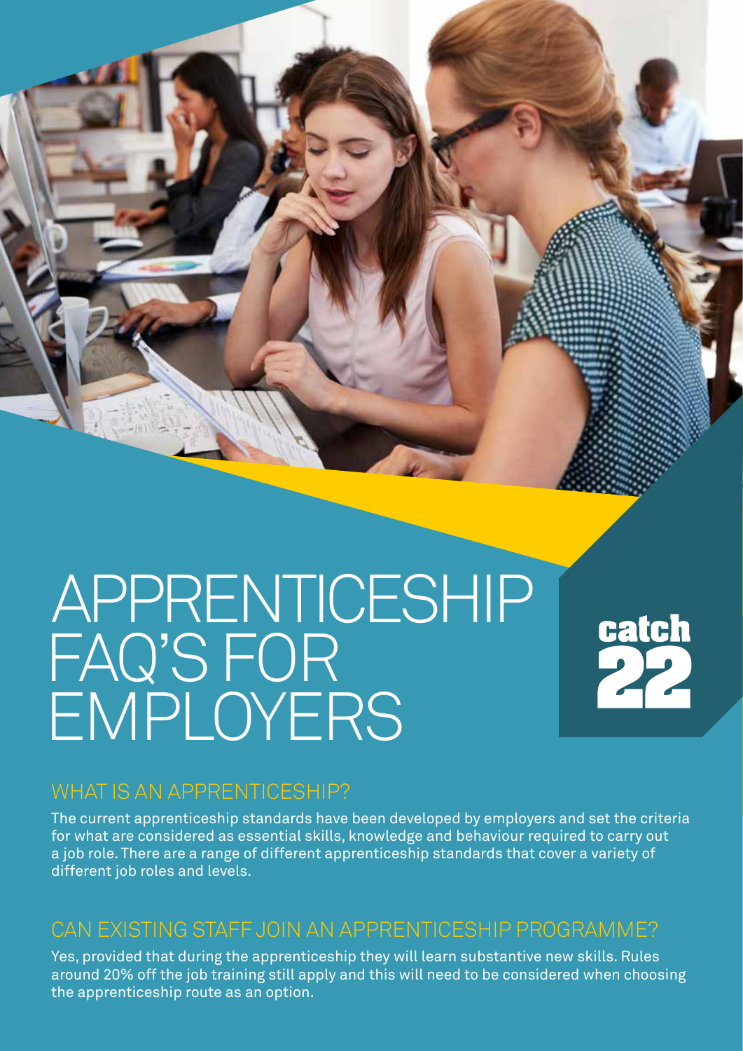# APPRENTICESHIP FAQ'S FOR EMPLOYERS

catch 22

## WHAT IS AN APPRENTICESHIP?

The current apprenticeship standards have been developed by employers and set the criteria for what are considered as essential skills, knowledge and behaviour required to carry out a job role. There are a range of different apprenticeship standards that cover a variety of different job roles and levels.

## CAN EXISTING STAFF JOIN AN APPRENTICESHIP PROGRAMME?

Yes, provided that during the apprenticeship they will learn substantive new skills. Rules around 20% off the job training still apply and this will need to be considered when choosing the apprenticeship route as an option.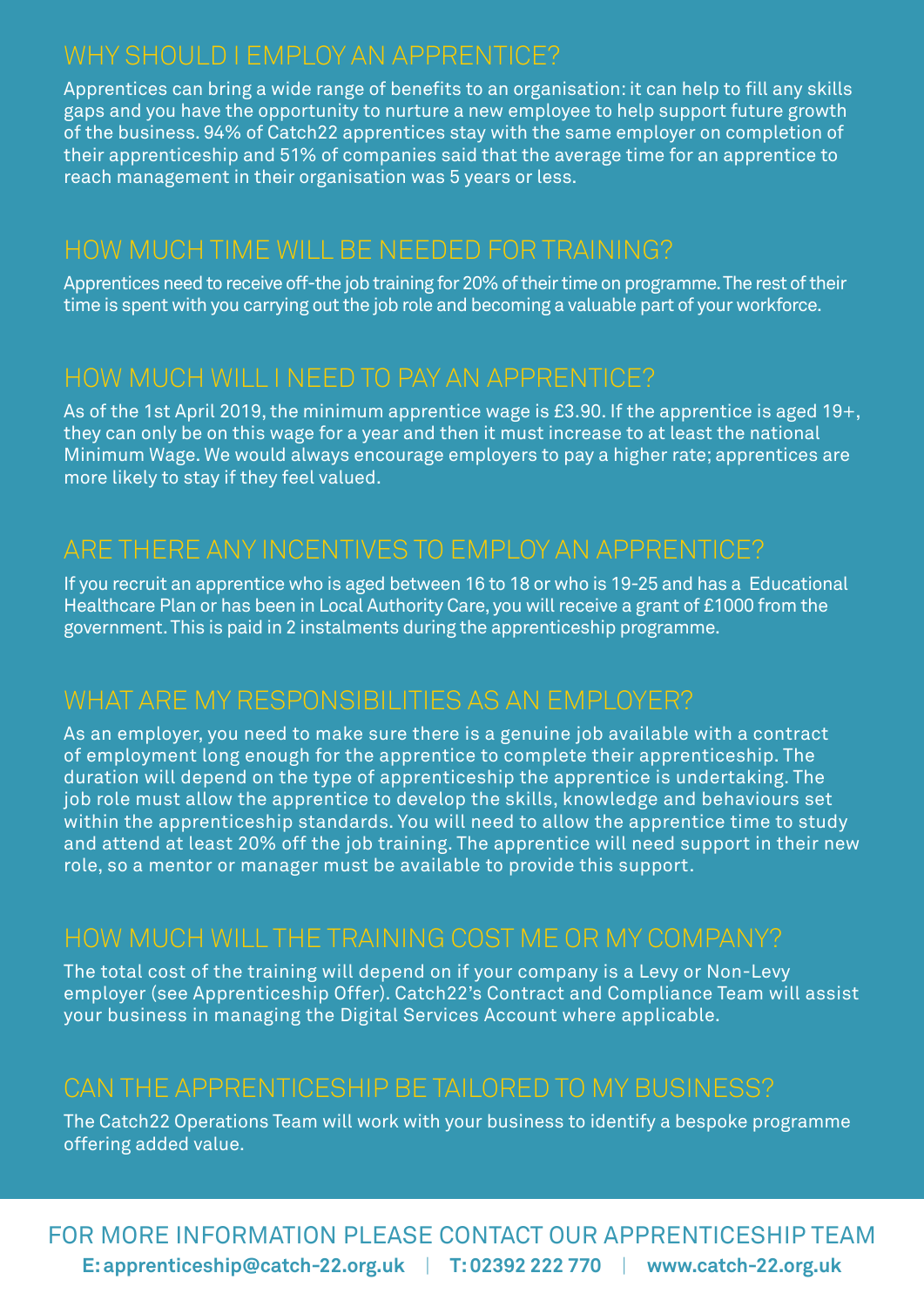## WHY SHOULD I EMPLOY AN APPRENTICE?

Apprentices can bring a wide range of benefits to an organisation: it can help to fill any skills gaps and you have the opportunity to nurture a new employee to help support future growth of the business. 94% of Catch22 apprentices stay with the same employer on completion of their apprenticeship and 51% of companies said that the average time for an apprentice to reach management in their organisation was 5 years or less.

## HOW MUCH TIME WILL BE NEEDED FOR TRAINING?

Apprentices need to receive off-the job training for 20% of their time on programme. The rest of their time is spent with you carrying out the job role and becoming a valuable part of your workforce.

## HOW MUCH WILL I NEED TO PAY AN APPRENTICE?

As of the 1st April 2019, the minimum apprentice wage is £3.90. If the apprentice is aged 19+, they can only be on this wage for a year and then it must increase to at least the national Minimum Wage. We would always encourage employers to pay a higher rate; apprentices are more likely to stay if they feel valued.

## ARE THERE ANY INCENTIVES TO EMPLOY AN APPRENTICE?

If you recruit an apprentice who is aged between 16 to 18 or who is 19-25 and has a Educational Healthcare Plan or has been in Local Authority Care, you will receive a grant of £1000 from the government. This is paid in 2 instalments during the apprenticeship programme.

## WHAT ARE MY RESPONSIBILITIES AS AN EMPLOYER?

As an employer, you need to make sure there is a genuine job available with a contract of employment long enough for the apprentice to complete their apprenticeship. The duration will depend on the type of apprenticeship the apprentice is undertaking. The job role must allow the apprentice to develop the skills, knowledge and behaviours set within the apprenticeship standards. You will need to allow the apprentice time to study and attend at least 20% off the job training. The apprentice will need support in their new role, so a mentor or manager must be available to provide this support.

## HOW MUCH WILL THE TRAINING COST ME OR MY COMPANY?

The total cost of the training will depend on if your company is a Levy or Non-Levy employer (see Apprenticeship Offer). Catch22's Contract and Compliance Team will assist your business in managing the Digital Services Account where applicable.

## CAN THE APPRENTICESHIP BE TAILORED TO MY BUSINESS?

The Catch22 Operations Team will work with your business to identify a bespoke programme offering added value.

## FOR MORE INFORMATION PLEASE CONTACT OUR APPRENTICESHIP TEAM

**E: apprenticeship@catch-22.org.uk** | **T: 02392 222 770** | **www.catch-22.org.uk**